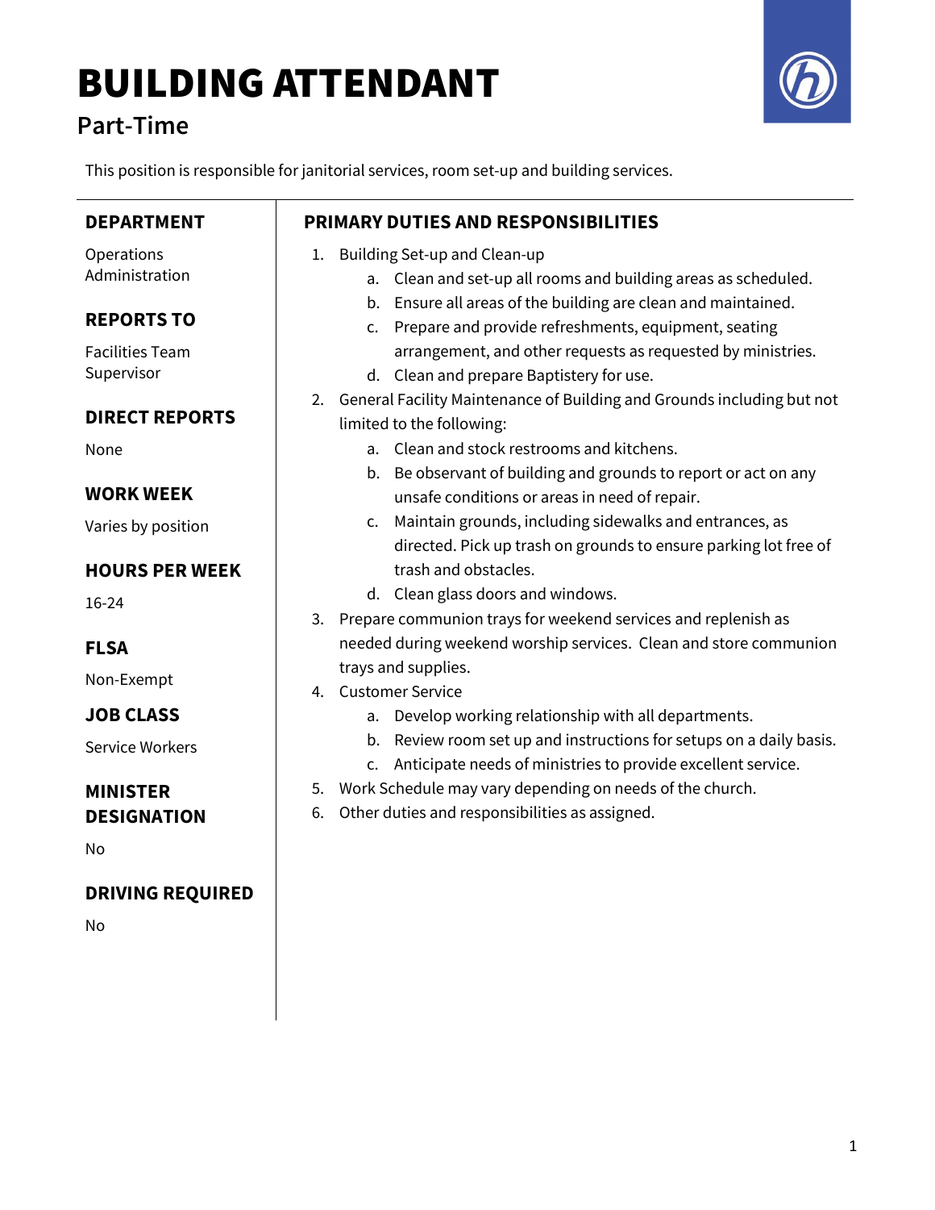# BUILDING ATTENDANT

## Part-Time

This position is responsible for janitorial services, room set-up and building services.

### DEPARTMENT

Operations Administration

### REPORTS TO

Facilities Team Supervisor

### DIRECT REPORTS

None

### WORK WEEK

Varies by position

### HOURS PER WEEK

16-24

### FLSA

Non-Exempt

### JOB CLASS

Service Workers

### MINISTER DESIGNATION

No

### DRIVING REQUIRED

No

### PRIMARY DUTIES AND RESPONSIBILITIES

1. Building Set-up and Clean-up
   a. Clean and set-up all rooms and building areas as scheduled.
   b. Ensure all areas of the building are clean and maintained.
   c. Prepare and provide refreshments, equipment, seating arrangement, and other requests as requested by ministries.
   d. Clean and prepare Baptistery for use.
2. General Facility Maintenance of Building and Grounds including but not limited to the following:
   a. Clean and stock restrooms and kitchens.
   b. Be observant of building and grounds to report or act on any unsafe conditions or areas in need of repair.
   c. Maintain grounds, including sidewalks and entrances, as directed. Pick up trash on grounds to ensure parking lot free of trash and obstacles.
   d. Clean glass doors and windows.
3. Prepare communion trays for weekend services and replenish as needed during weekend worship services. Clean and store communion trays and supplies.
4. Customer Service
   a. Develop working relationship with all departments.
   b. Review room set up and instructions for setups on a daily basis.
   c. Anticipate needs of ministries to provide excellent service.
5. Work Schedule may vary depending on needs of the church.
6. Other duties and responsibilities as assigned.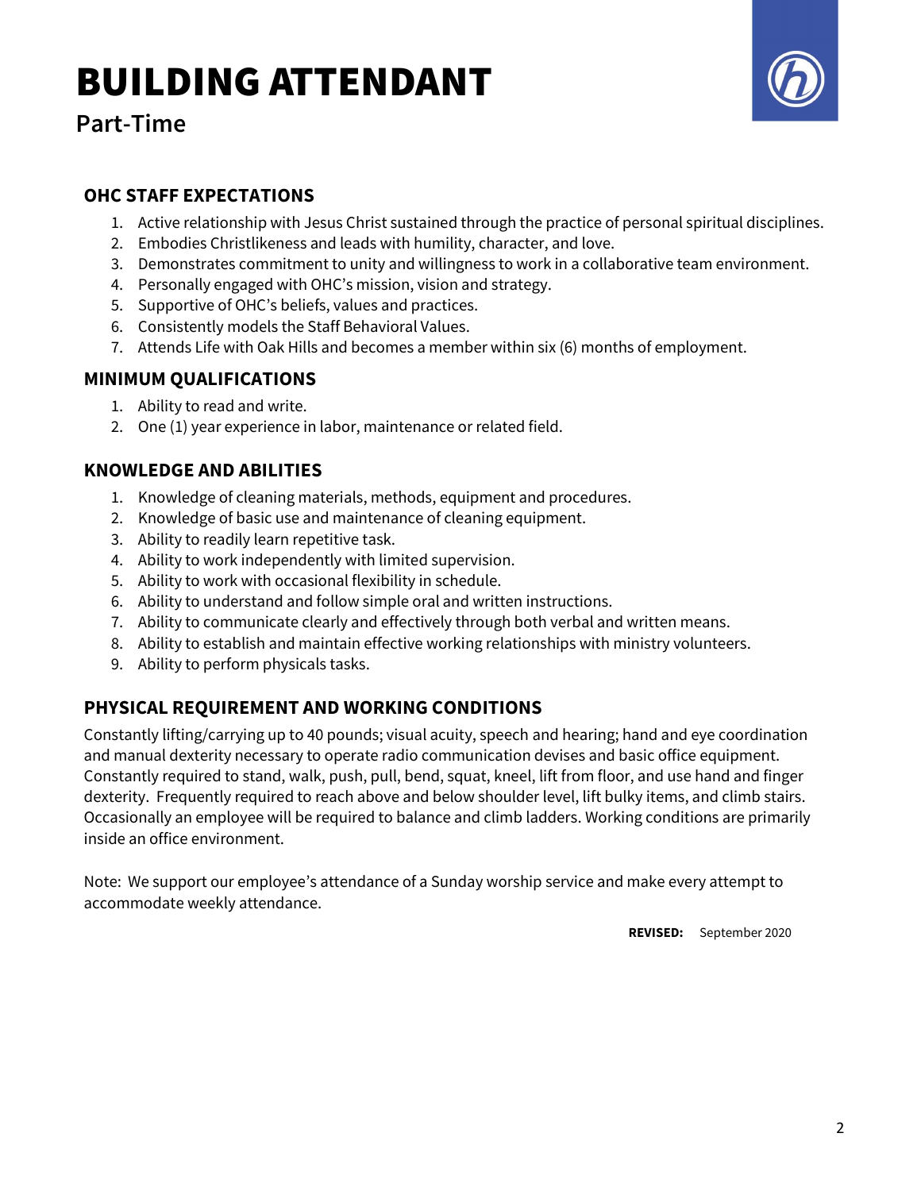# BUILDING ATTENDANT

## Part-Time

### OHC STAFF EXPECTATIONS

1. Active relationship with Jesus Christ sustained through the practice of personal spiritual disciplines.
2. Embodies Christlikeness and leads with humility, character, and love.
3. Demonstrates commitment to unity and willingness to work in a collaborative team environment.
4. Personally engaged with OHC's mission, vision and strategy.
5. Supportive of OHC's beliefs, values and practices.
6. Consistently models the Staff Behavioral Values.
7. Attends Life with Oak Hills and becomes a member within six (6) months of employment.

### MINIMUM QUALIFICATIONS

1. Ability to read and write.
2. One (1) year experience in labor, maintenance or related field.

### KNOWLEDGE AND ABILITIES

1. Knowledge of cleaning materials, methods, equipment and procedures.
2. Knowledge of basic use and maintenance of cleaning equipment.
3. Ability to readily learn repetitive task.
4. Ability to work independently with limited supervision.
5. Ability to work with occasional flexibility in schedule.
6. Ability to understand and follow simple oral and written instructions.
7. Ability to communicate clearly and effectively through both verbal and written means.
8. Ability to establish and maintain effective working relationships with ministry volunteers.
9. Ability to perform physicals tasks.

### PHYSICAL REQUIREMENT AND WORKING CONDITIONS

Constantly lifting/carrying up to 40 pounds; visual acuity, speech and hearing; hand and eye coordination and manual dexterity necessary to operate radio communication devises and basic office equipment. Constantly required to stand, walk, push, pull, bend, squat, kneel, lift from floor, and use hand and finger dexterity. Frequently required to reach above and below shoulder level, lift bulky items, and climb stairs. Occasionally an employee will be required to balance and climb ladders. Working conditions are primarily inside an office environment.

Note: We support our employee's attendance of a Sunday worship service and make every attempt to accommodate weekly attendance.

**REVISED:** September 2020